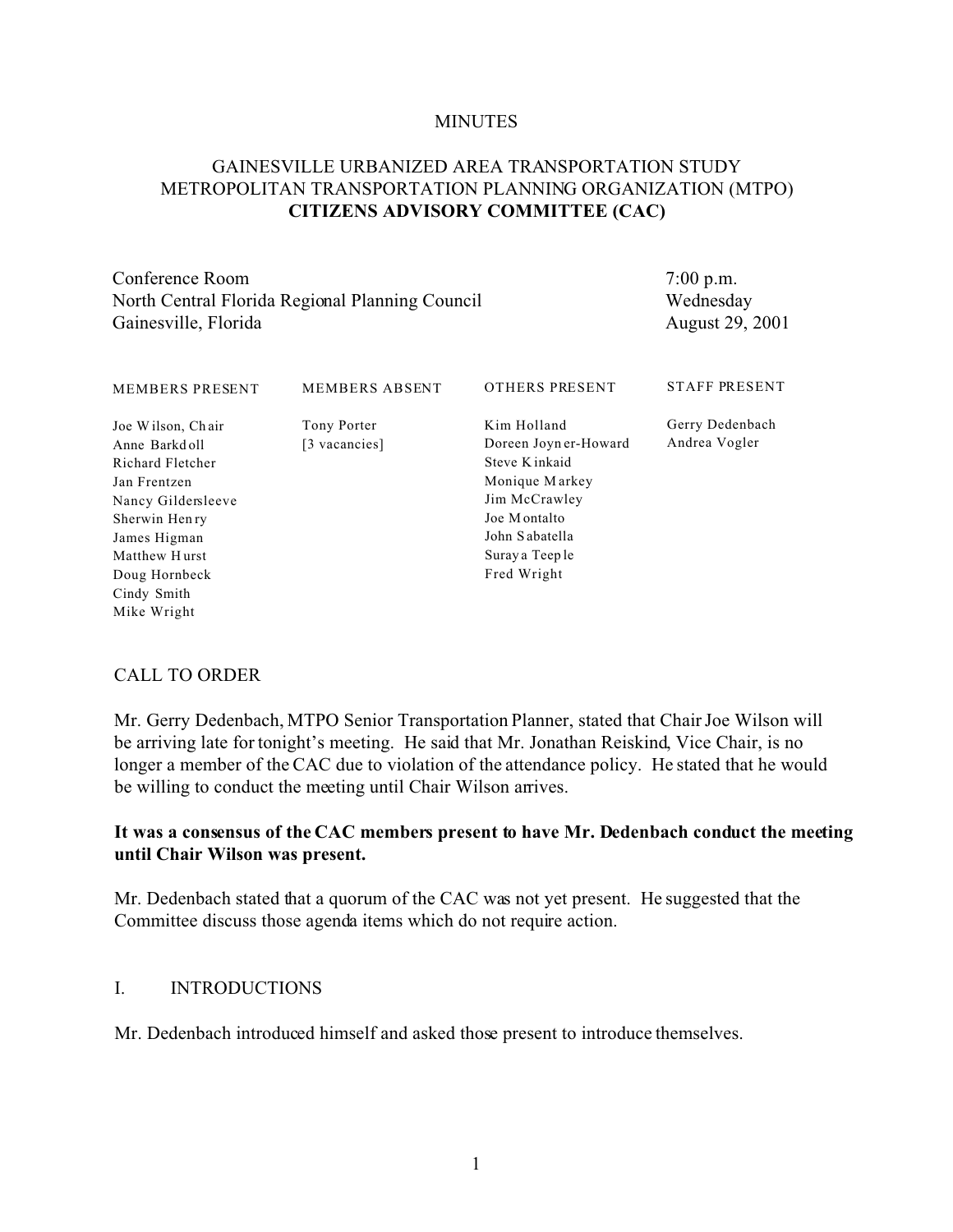MINUTES

# GAINESVILLE URBANIZED AREA TRANSPORTATION STUDY METROPOLITAN TRANSPORTATION PLANNING ORGANIZATION (MTPO) **CITIZENS ADVISORY COMMITTEE (CAC)**

Conference Room
North Central Florida Regional Planning Council
Gainesville, Florida

7:00 p.m.
Wednesday
August 29, 2001

| MEMBERS PRESENT | MEMBERS ABSENT | OTHERS PRESENT | STAFF PRESENT |
|---|---|---|---|
| Joe Wilson, Chair | Tony Porter | Kim Holland | Gerry Dedenbach |
| Anne Barkdoll | [3 vacancies] | Doreen Joyner-Howard | Andrea Vogler |
| Richard Fletcher | | Steve Kinkaid | |
| Jan Frentzen | | Monique Markey | |
| Nancy Gildersleeve | | Jim McCrawley | |
| Sherwin Henry | | Joe Montalto | |
| James Higman | | John Sabatella | |
| Matthew Hurst | | Suraya Teeple | |
| Doug Hornbeck | | Fred Wright | |
| Cindy Smith | | | |
| Mike Wright | | | |

## CALL TO ORDER

Mr. Gerry Dedenbach, MTPO Senior Transportation Planner, stated that Chair Joe Wilson will be arriving late for tonight's meeting. He said that Mr. Jonathan Reiskind, Vice Chair, is no longer a member of the CAC due to violation of the attendance policy. He stated that he would be willing to conduct the meeting until Chair Wilson arrives.

**It was a consensus of the CAC members present to have Mr. Dedenbach conduct the meeting until Chair Wilson was present.**

Mr. Dedenbach stated that a quorum of the CAC was not yet present. He suggested that the Committee discuss those agenda items which do not require action.

## I. INTRODUCTIONS

Mr. Dedenbach introduced himself and asked those present to introduce themselves.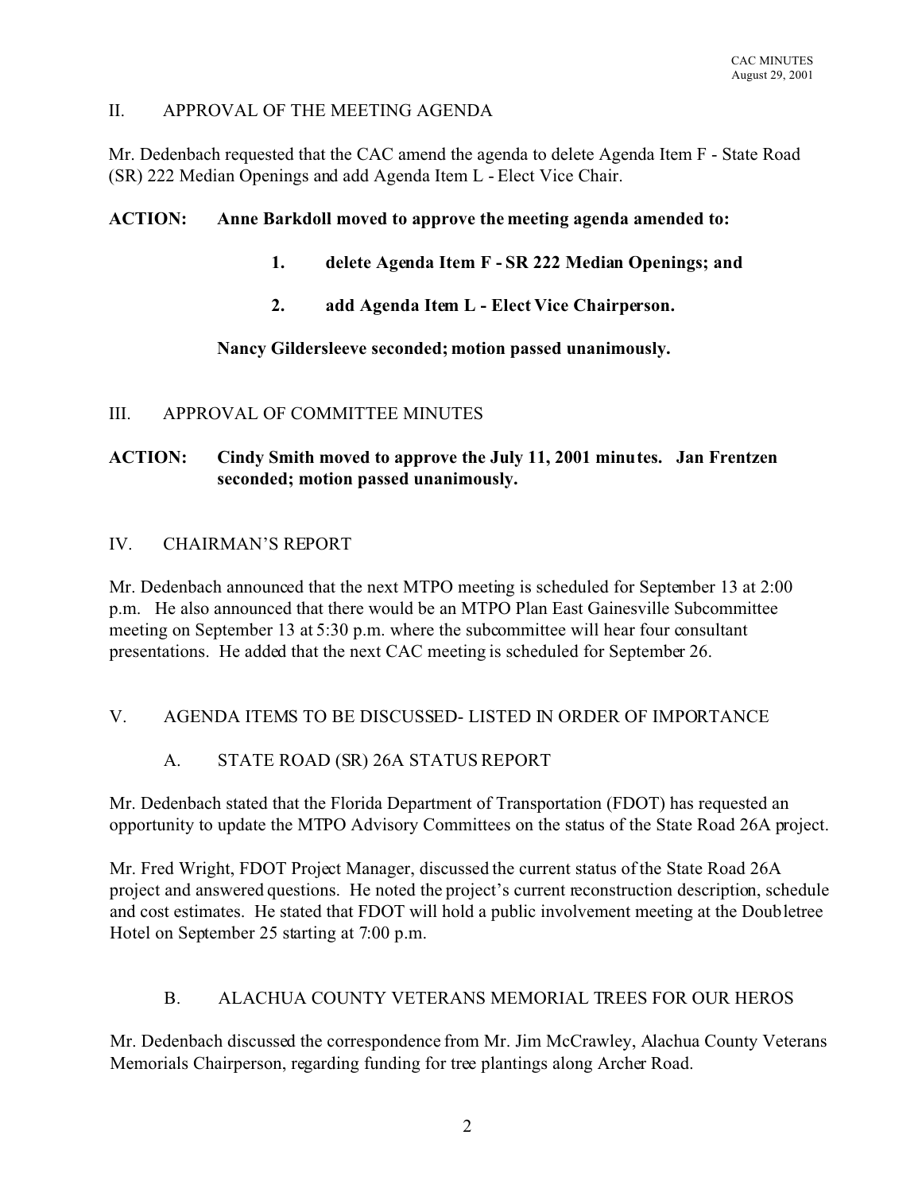## II. APPROVAL OF THE MEETING AGENDA

Mr. Dedenbach requested that the CAC amend the agenda to delete Agenda Item F - State Road (SR) 222 Median Openings and add Agenda Item L - Elect Vice Chair.

**ACTION: Anne Barkdoll moved to approve the meeting agenda amended to:**

1. **delete Agenda Item F - SR 222 Median Openings; and**
2. **add Agenda Item L - Elect Vice Chairperson.**

**Nancy Gildersleeve seconded; motion passed unanimously.**

## III. APPROVAL OF COMMITTEE MINUTES

**ACTION: Cindy Smith moved to approve the July 11, 2001 minutes. Jan Frentzen seconded; motion passed unanimously.**

## IV. CHAIRMAN'S REPORT

Mr. Dedenbach announced that the next MTPO meeting is scheduled for September 13 at 2:00 p.m. He also announced that there would be an MTPO Plan East Gainesville Subcommittee meeting on September 13 at 5:30 p.m. where the subcommittee will hear four consultant presentations. He added that the next CAC meeting is scheduled for September 26.

## V. AGENDA ITEMS TO BE DISCUSSED- LISTED IN ORDER OF IMPORTANCE

### A. STATE ROAD (SR) 26A STATUS REPORT

Mr. Dedenbach stated that the Florida Department of Transportation (FDOT) has requested an opportunity to update the MTPO Advisory Committees on the status of the State Road 26A project.

Mr. Fred Wright, FDOT Project Manager, discussed the current status of the State Road 26A project and answered questions. He noted the project's current reconstruction description, schedule and cost estimates. He stated that FDOT will hold a public involvement meeting at the Doubletree Hotel on September 25 starting at 7:00 p.m.

### B. ALACHUA COUNTY VETERANS MEMORIAL TREES FOR OUR HEROS

Mr. Dedenbach discussed the correspondence from Mr. Jim McCrawley, Alachua County Veterans Memorials Chairperson, regarding funding for tree plantings along Archer Road.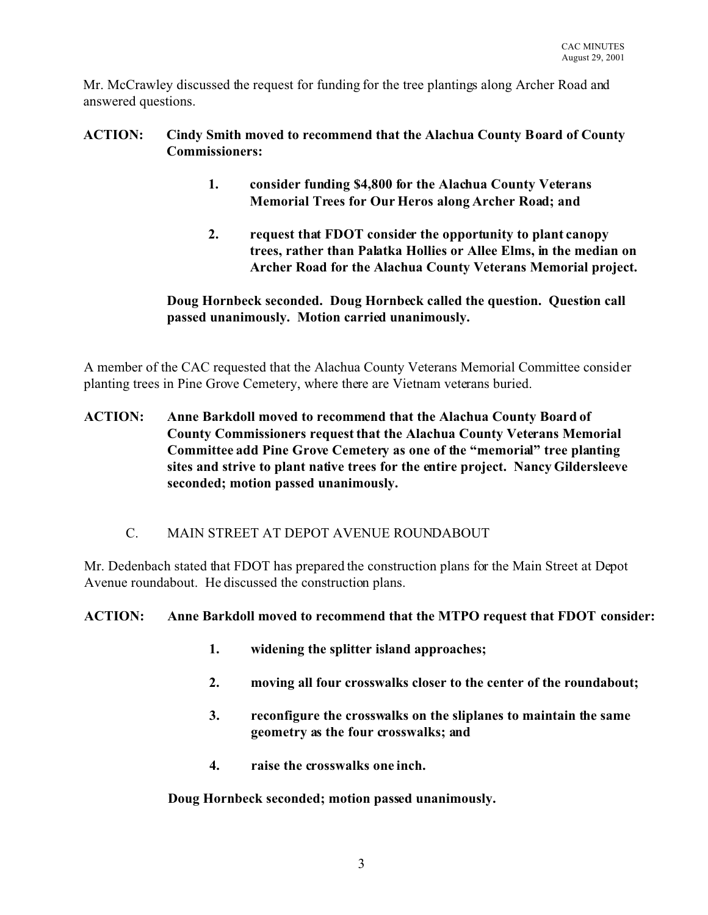Mr. McCrawley discussed the request for funding for the tree plantings along Archer Road and answered questions.

**ACTION: Cindy Smith moved to recommend that the Alachua County Board of County Commissioners:**

> **1. consider funding $4,800 for the Alachua County Veterans Memorial Trees for Our Heros along Archer Road; and**
>
> **2. request that FDOT consider the opportunity to plant canopy trees, rather than Palatka Hollies or Allee Elms, in the median on Archer Road for the Alachua County Veterans Memorial project.**

**Doug Hornbeck seconded. Doug Hornbeck called the question. Question call passed unanimously. Motion carried unanimously.**

A member of the CAC requested that the Alachua County Veterans Memorial Committee consider planting trees in Pine Grove Cemetery, where there are Vietnam veterans buried.

**ACTION: Anne Barkdoll moved to recommend that the Alachua County Board of County Commissioners request that the Alachua County Veterans Memorial Committee add Pine Grove Cemetery as one of the "memorial" tree planting sites and strive to plant native trees for the entire project. Nancy Gildersleeve seconded; motion passed unanimously.**

## C. MAIN STREET AT DEPOT AVENUE ROUNDABOUT

Mr. Dedenbach stated that FDOT has prepared the construction plans for the Main Street at Depot Avenue roundabout. He discussed the construction plans.

**ACTION: Anne Barkdoll moved to recommend that the MTPO request that FDOT consider:**

> **1. widening the splitter island approaches;**
>
> **2. moving all four crosswalks closer to the center of the roundabout;**
>
> **3. reconfigure the crosswalks on the sliplanes to maintain the same geometry as the four crosswalks; and**
>
> **4. raise the crosswalks one inch.**

**Doug Hornbeck seconded; motion passed unanimously.**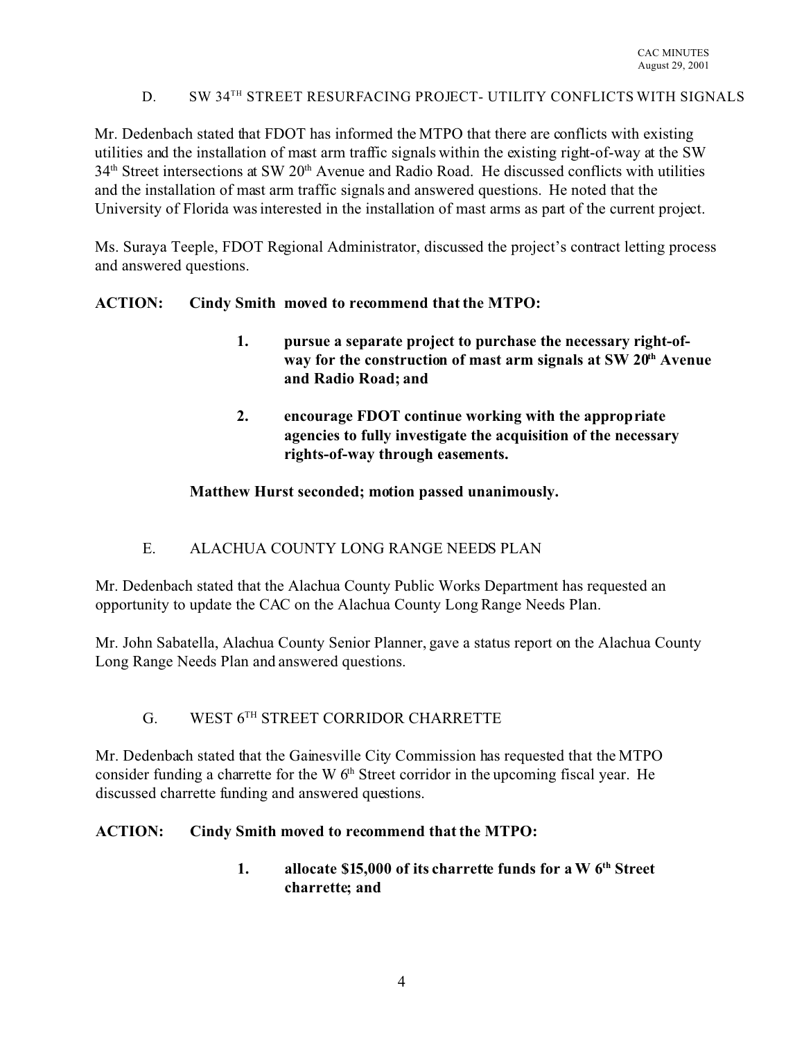### D. SW 34[TH] STREET RESURFACING PROJECT- UTILITY CONFLICTS WITH SIGNALS

Mr. Dedenbach stated that FDOT has informed the MTPO that there are conflicts with existing utilities and the installation of mast arm traffic signals within the existing right-of-way at the SW 34[th] Street intersections at SW 20[th] Avenue and Radio Road. He discussed conflicts with utilities and the installation of mast arm traffic signals and answered questions. He noted that the University of Florida was interested in the installation of mast arms as part of the current project.

Ms. Suraya Teeple, FDOT Regional Administrator, discussed the project's contract letting process and answered questions.

**ACTION: Cindy Smith moved to recommend that the MTPO:**

> **1. pursue a separate project to purchase the necessary right-of-way for the construction of mast arm signals at SW 20[th] Avenue and Radio Road; and**
>
> **2. encourage FDOT continue working with the appropriate agencies to fully investigate the acquisition of the necessary rights-of-way through easements.**

**Matthew Hurst seconded; motion passed unanimously.**

### E. ALACHUA COUNTY LONG RANGE NEEDS PLAN

Mr. Dedenbach stated that the Alachua County Public Works Department has requested an opportunity to update the CAC on the Alachua County Long Range Needs Plan.

Mr. John Sabatella, Alachua County Senior Planner, gave a status report on the Alachua County Long Range Needs Plan and answered questions.

### G. WEST 6[TH] STREET CORRIDOR CHARRETTE

Mr. Dedenbach stated that the Gainesville City Commission has requested that the MTPO consider funding a charrette for the W 6[th] Street corridor in the upcoming fiscal year. He discussed charrette funding and answered questions.

**ACTION: Cindy Smith moved to recommend that the MTPO:**

> **1. allocate $15,000 of its charrette funds for a W 6[th] Street charrette; and**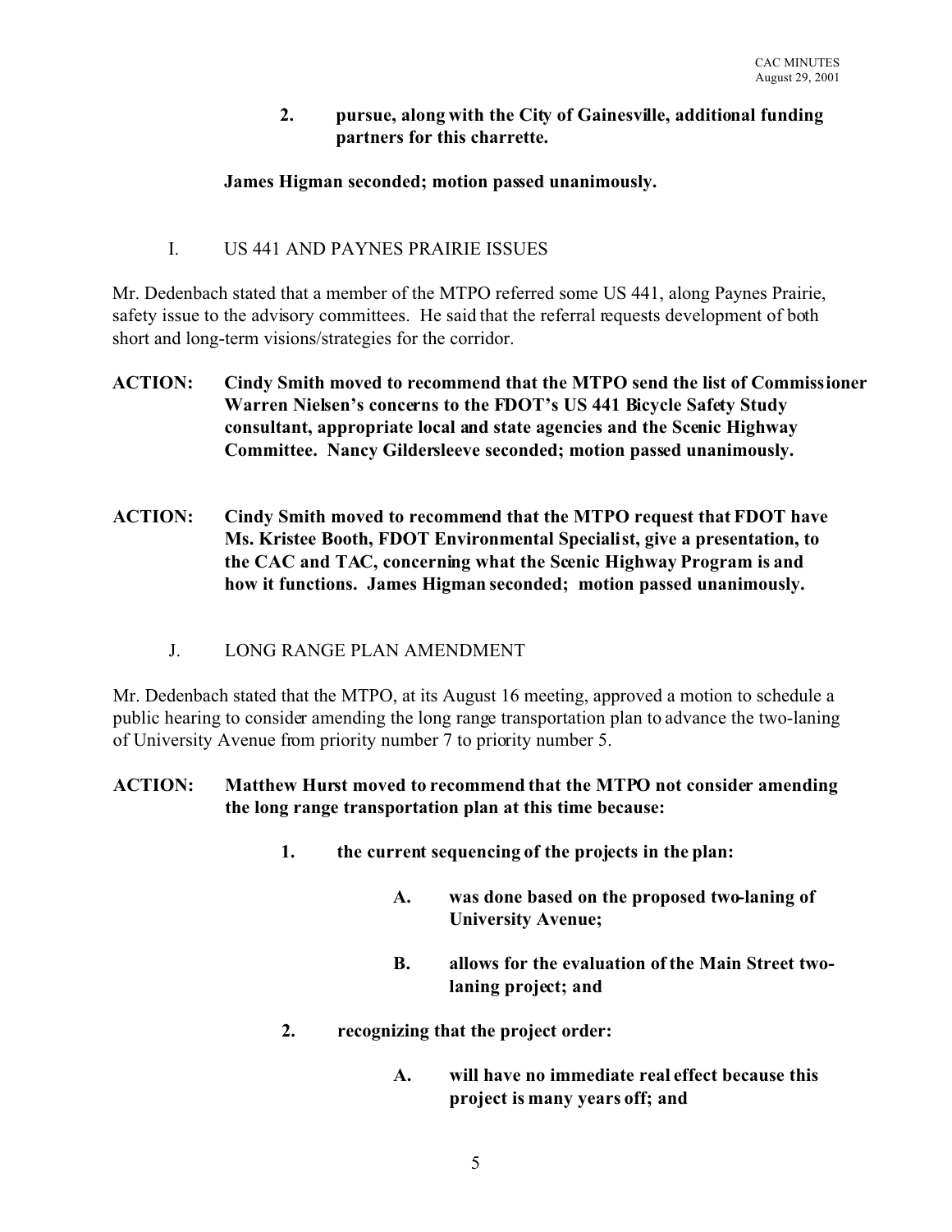**2. pursue, along with the City of Gainesville, additional funding partners for this charrette.**

**James Higman seconded; motion passed unanimously.**

I. US 441 AND PAYNES PRAIRIE ISSUES

Mr. Dedenbach stated that a member of the MTPO referred some US 441, along Paynes Prairie, safety issue to the advisory committees. He said that the referral requests development of both short and long-term visions/strategies for the corridor.

**ACTION: Cindy Smith moved to recommend that the MTPO send the list of Commissioner Warren Nielsen's concerns to the FDOT's US 441 Bicycle Safety Study consultant, appropriate local and state agencies and the Scenic Highway Committee. Nancy Gildersleeve seconded; motion passed unanimously.**

**ACTION: Cindy Smith moved to recommend that the MTPO request that FDOT have Ms. Kristee Booth, FDOT Environmental Specialist, give a presentation, to the CAC and TAC, concerning what the Scenic Highway Program is and how it functions. James Higman seconded; motion passed unanimously.**

J. LONG RANGE PLAN AMENDMENT

Mr. Dedenbach stated that the MTPO, at its August 16 meeting, approved a motion to schedule a public hearing to consider amending the long range transportation plan to advance the two-laning of University Avenue from priority number 7 to priority number 5.

**ACTION: Matthew Hurst moved to recommend that the MTPO not consider amending the long range transportation plan at this time because:**

**1. the current sequencing of the projects in the plan:**

**A. was done based on the proposed two-laning of University Avenue;**

**B. allows for the evaluation of the Main Street two-laning project; and**

**2. recognizing that the project order:**

**A. will have no immediate real effect because this project is many years off; and**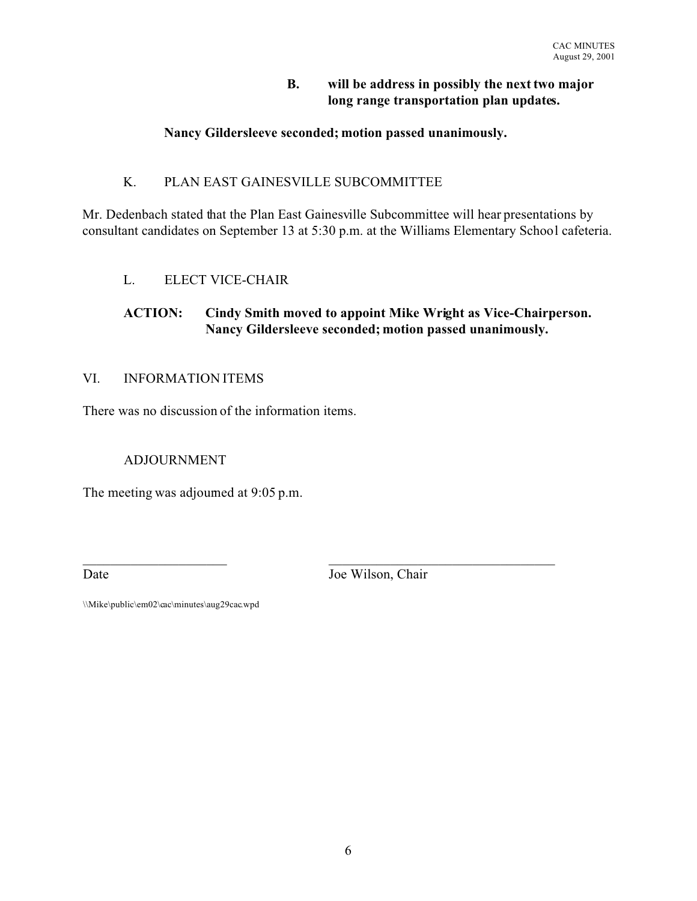**B. will be address in possibly the next two major long range transportation plan updates.**

**Nancy Gildersleeve seconded; motion passed unanimously.**

K. PLAN EAST GAINESVILLE SUBCOMMITTEE

Mr. Dedenbach stated that the Plan East Gainesville Subcommittee will hear presentations by consultant candidates on September 13 at 5:30 p.m. at the Williams Elementary School cafeteria.

L. ELECT VICE-CHAIR

**ACTION: Cindy Smith moved to appoint Mike Wright as Vice-Chairperson. Nancy Gildersleeve seconded; motion passed unanimously.**

VI. INFORMATION ITEMS

There was no discussion of the information items.

ADJOURNMENT

The meeting was adjourned at 9:05 p.m.

\_\_\_\_\_\_\_\_\_\_\_\_\_\_\_\_\_\_\_\_\_\_ \_\_\_\_\_\_\_\_\_\_\_\_\_\_\_\_\_\_\_\_\_\_\_\_\_\_\_\_\_\_\_\_\_\_\_

Date Joe Wilson, Chair

\\Mike\public\em02\cac\minutes\aug29cac.wpd